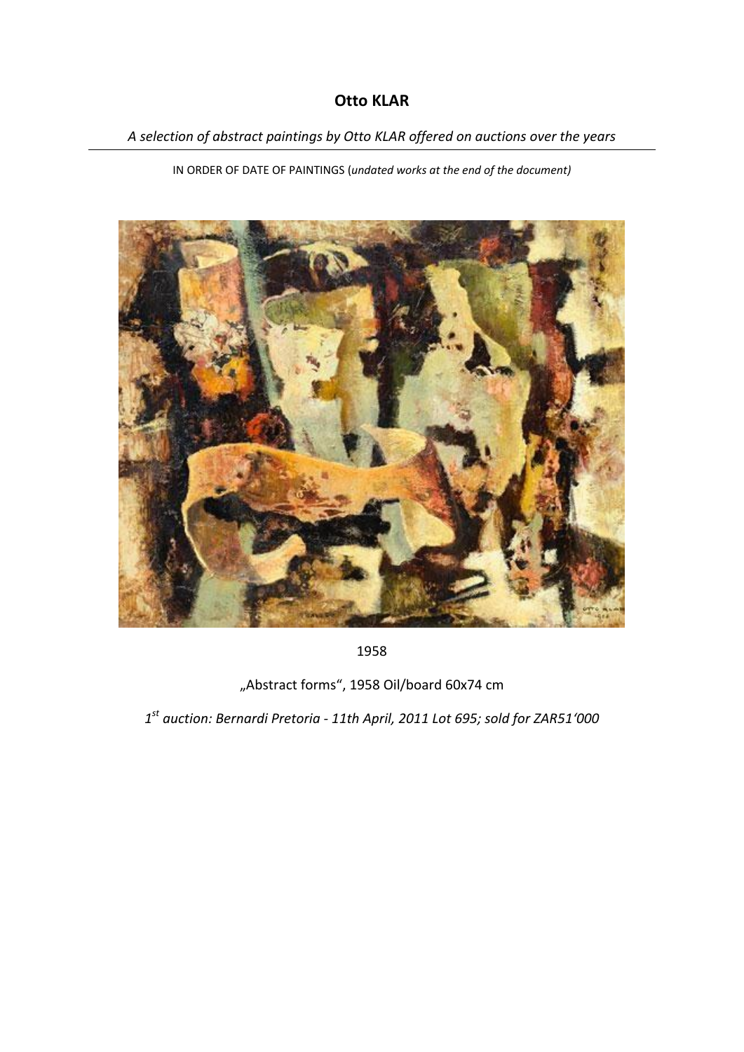# Otto KLAR

*A selection of abstract paintings by Otto KLAR offered on auctions over the years*

---

IN ORDER OF DATE OF PAINTINGS (*undated works at the end of the document)*

1958

„Abstract forms“, 1958 Oil/board 60x74 cm

*1st auction: Bernardi Pretoria - 11th April, 2011 Lot 695; sold for ZAR51'000*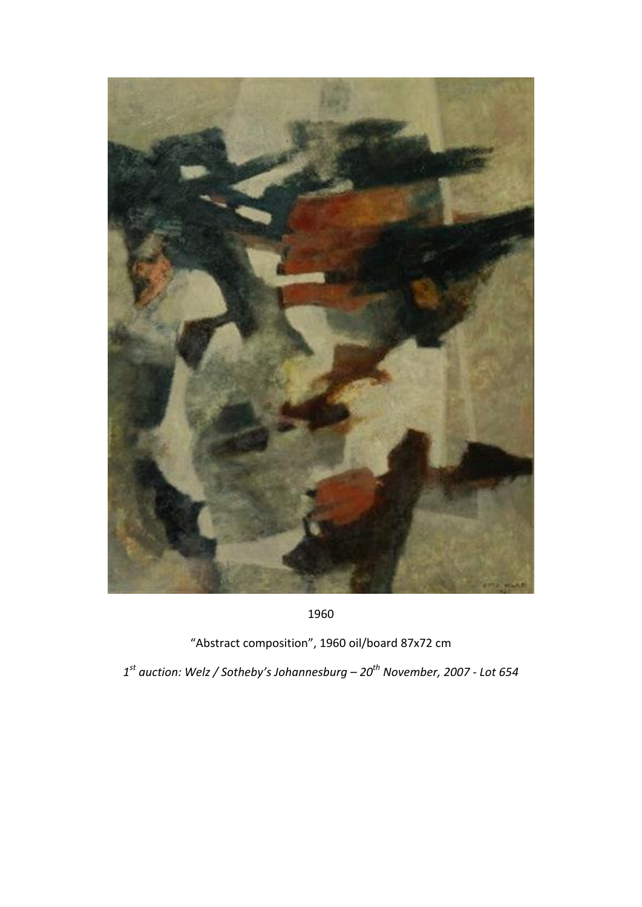1960

"Abstract composition", 1960 oil/board 87x72 cm

*1[st] auction: Welz / Sotheby's Johannesburg – 20[th] November, 2007 - Lot 654*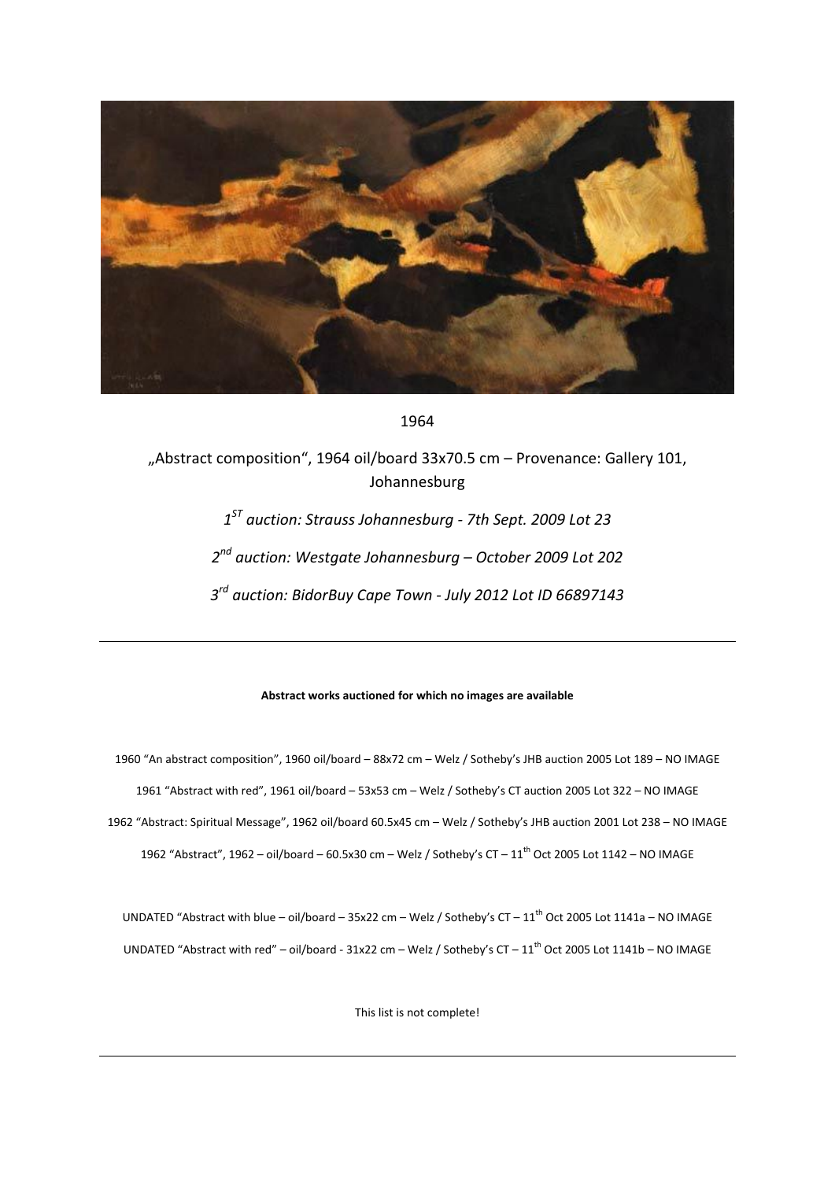1964

„Abstract composition", 1964 oil/board 33x70.5 cm – Provenance: Gallery 101, Johannesburg

*1ST auction: Strauss Johannesburg - 7th Sept. 2009 Lot 23*

*2nd auction: Westgate Johannesburg – October 2009 Lot 202*

*3rd auction: BidorBuy Cape Town - July 2012 Lot ID 66897143*

---

**Abstract works auctioned for which no images are available**

1960 "An abstract composition", 1960 oil/board – 88x72 cm – Welz / Sotheby's JHB auction 2005 Lot 189 – NO IMAGE

1961 "Abstract with red", 1961 oil/board – 53x53 cm – Welz / Sotheby's CT auction 2005 Lot 322 – NO IMAGE

1962 "Abstract: Spiritual Message", 1962 oil/board 60.5x45 cm – Welz / Sotheby's JHB auction 2001 Lot 238 – NO IMAGE

1962 "Abstract", 1962 – oil/board – 60.5x30 cm – Welz / Sotheby's CT – 11th Oct 2005 Lot 1142 – NO IMAGE

UNDATED "Abstract with blue – oil/board – 35x22 cm – Welz / Sotheby's CT – 11th Oct 2005 Lot 1141a – NO IMAGE

UNDATED "Abstract with red" – oil/board - 31x22 cm – Welz / Sotheby's CT – 11th Oct 2005 Lot 1141b – NO IMAGE

This list is not complete!

---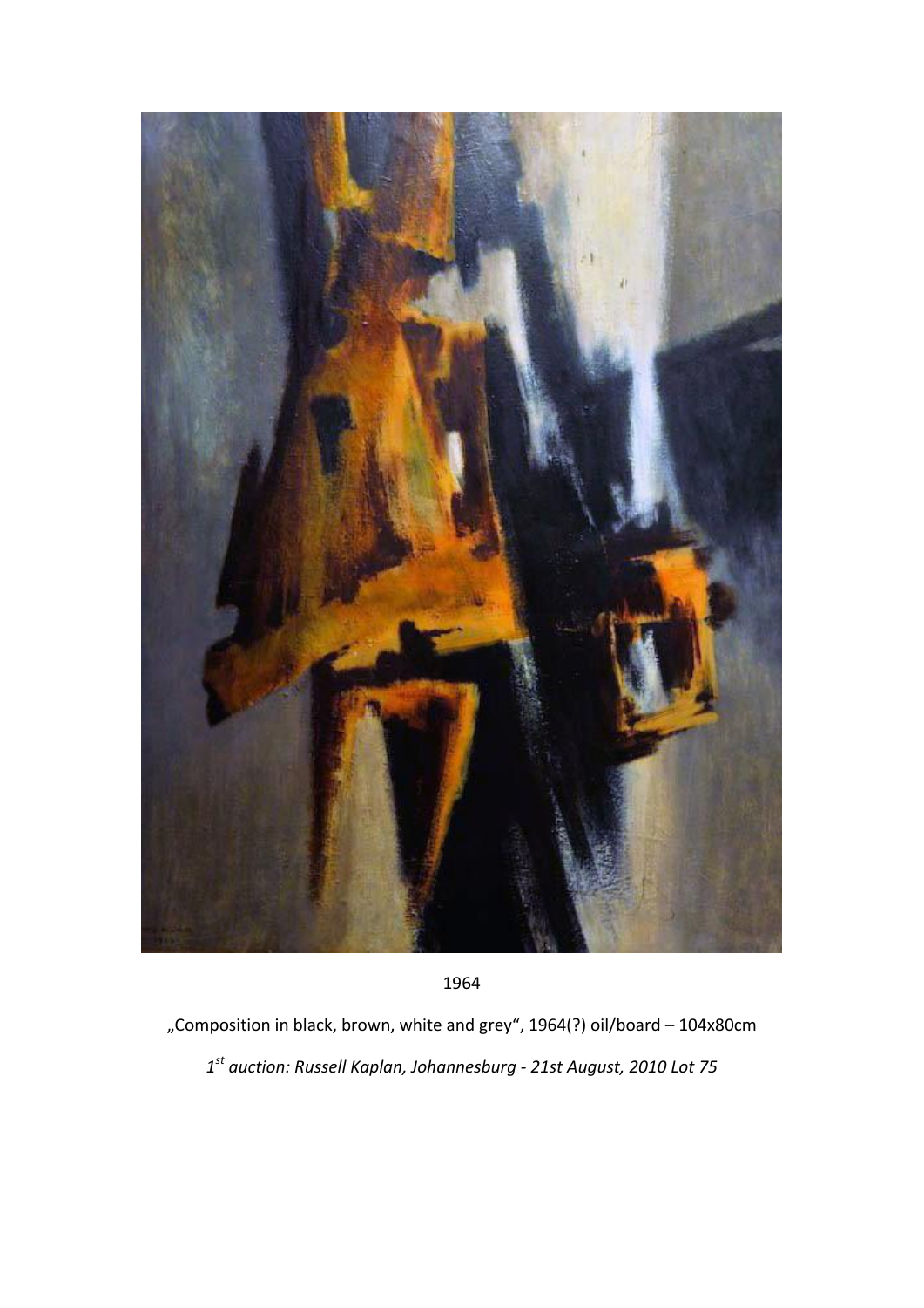1964

„Composition in black, brown, white and grey“, 1964(?) oil/board – 104x80cm

*1st auction: Russell Kaplan, Johannesburg - 21st August, 2010 Lot 75*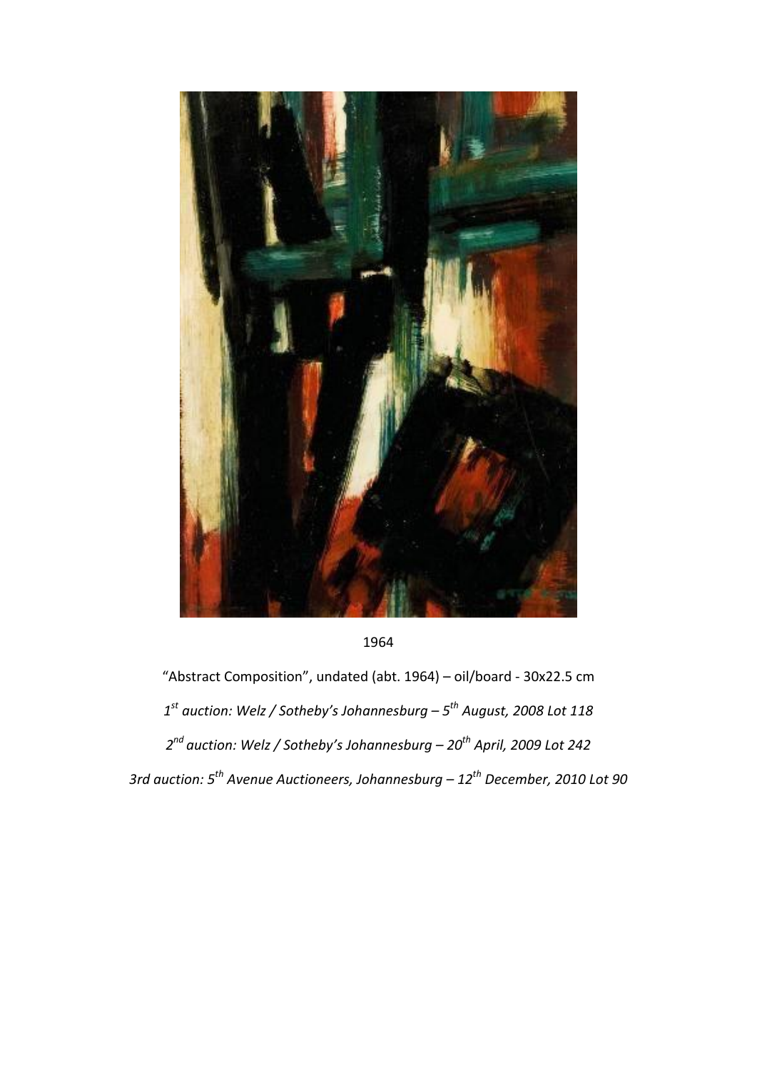1964

"Abstract Composition", undated (abt. 1964) – oil/board - 30x22.5 cm

*1st auction: Welz / Sotheby's Johannesburg – 5th August, 2008 Lot 118*

*2nd auction: Welz / Sotheby's Johannesburg – 20th April, 2009 Lot 242*

*3rd auction: 5th Avenue Auctioneers, Johannesburg – 12th December, 2010 Lot 90*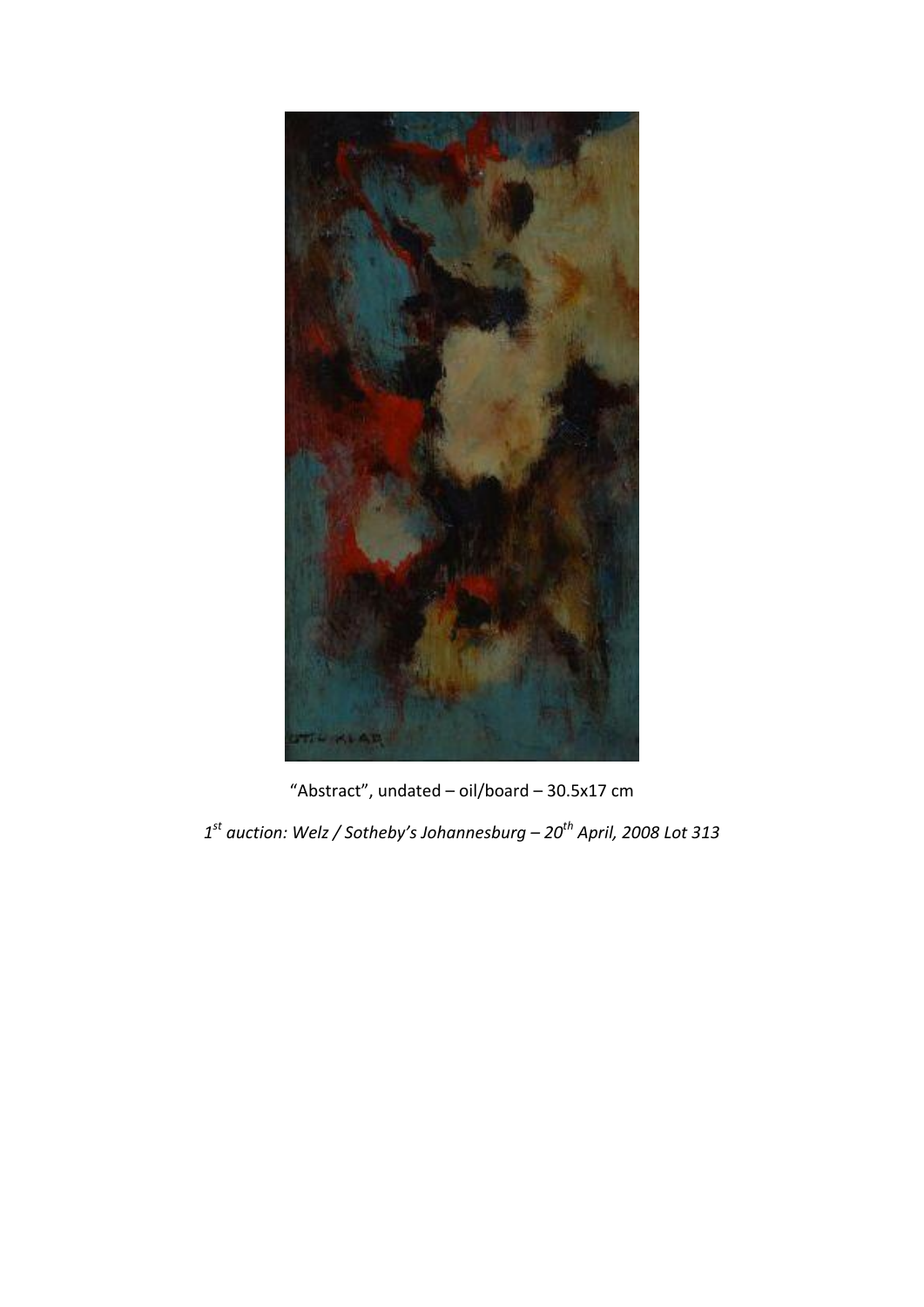“Abstract”, undated – oil/board – 30.5x17 cm

*1st auction: Welz / Sotheby’s Johannesburg – 20th April, 2008 Lot 313*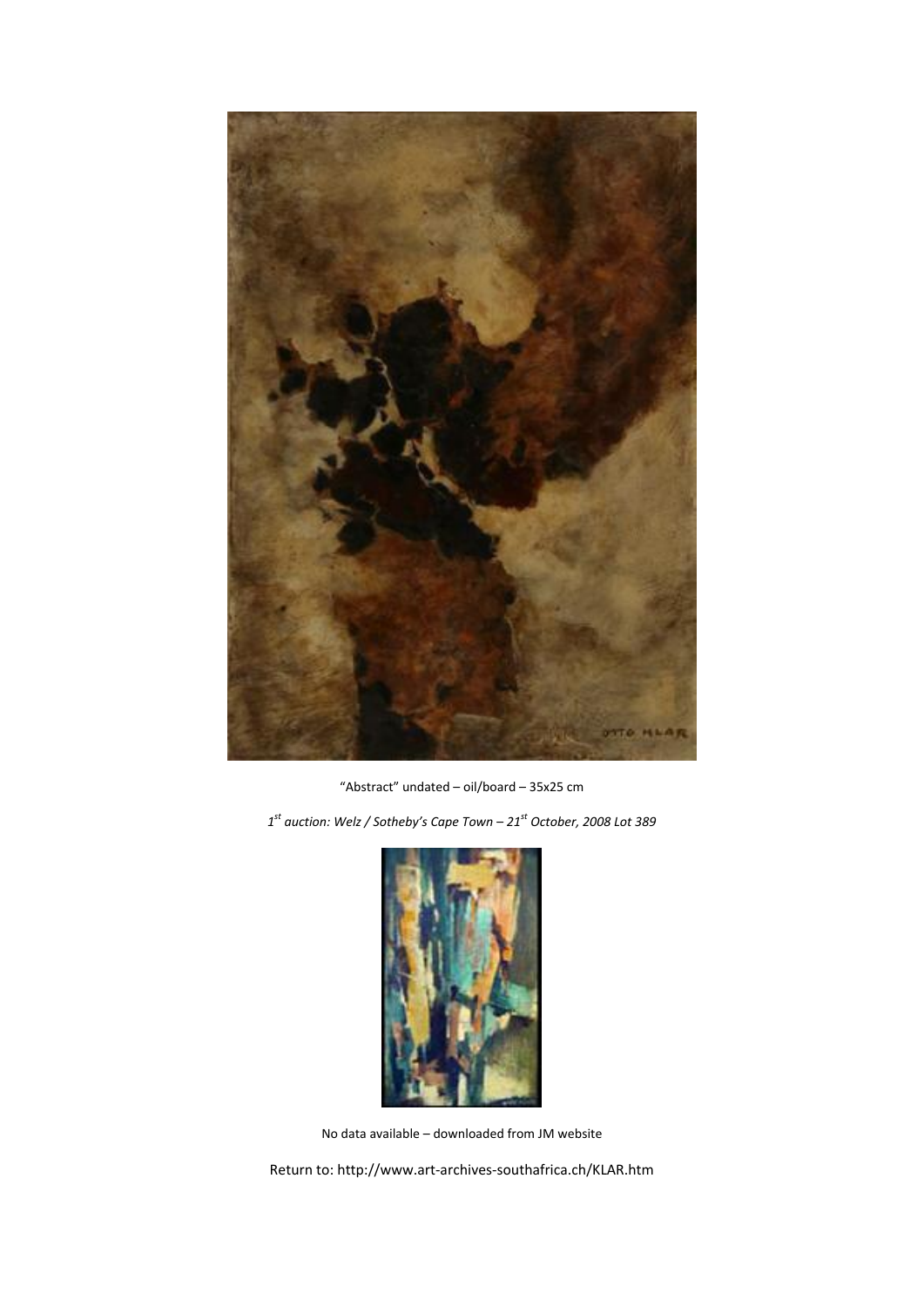“Abstract” undated – oil/board – 35x25 cm

*1st auction: Welz / Sotheby’s Cape Town – 21st October, 2008 Lot 389*

No data available – downloaded from JM website

Return to: http://www.art-archives-southafrica.ch/KLAR.htm